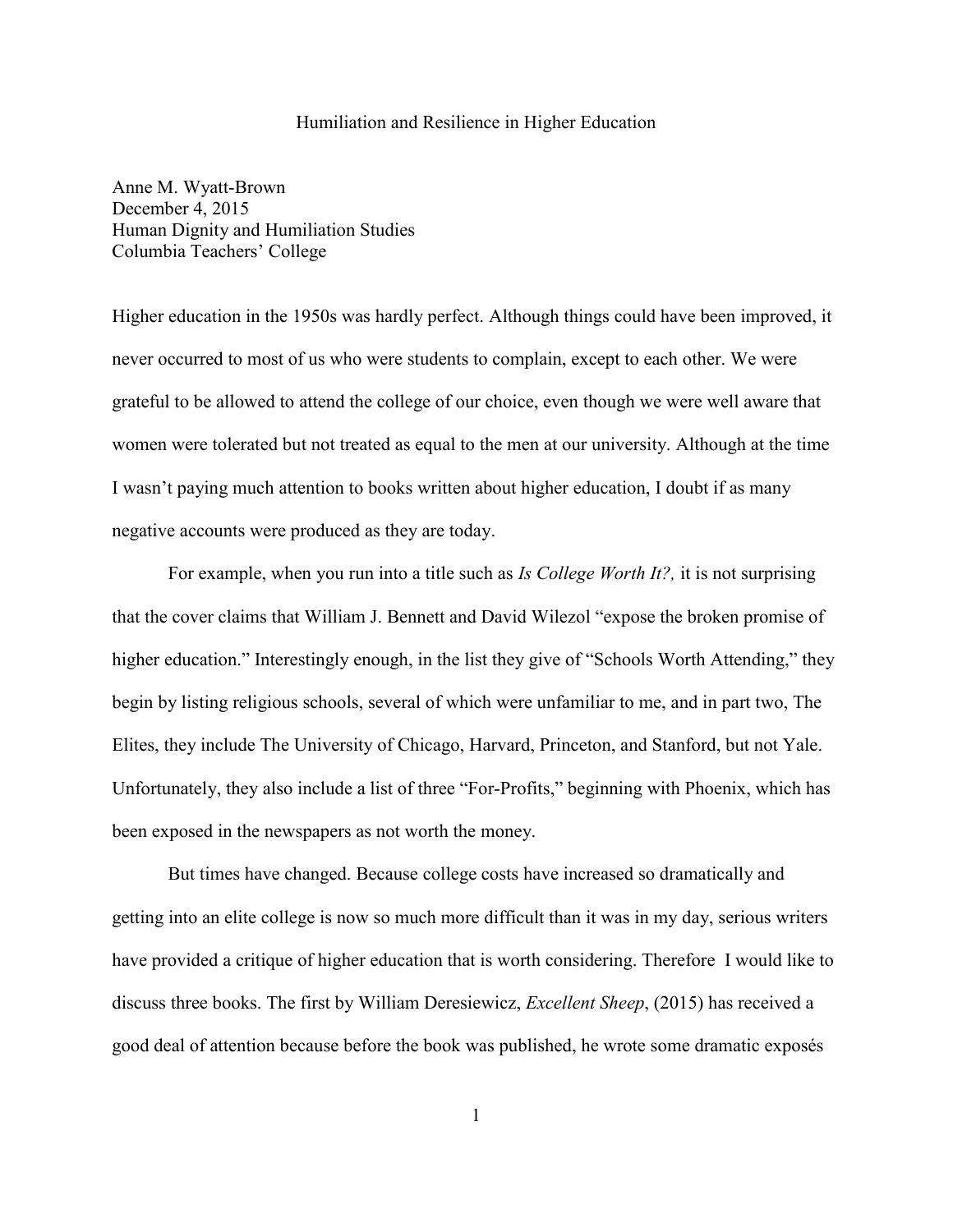# Humiliation and Resilience in Higher Education

Anne M. Wyatt-Brown
December 4, 2015
Human Dignity and Humiliation Studies
Columbia Teachers' College

Higher education in the 1950s was hardly perfect. Although things could have been improved, it never occurred to most of us who were students to complain, except to each other. We were grateful to be allowed to attend the college of our choice, even though we were well aware that women were tolerated but not treated as equal to the men at our university. Although at the time I wasn't paying much attention to books written about higher education, I doubt if as many negative accounts were produced as they are today.

For example, when you run into a title such as *Is College Worth It?,* it is not surprising that the cover claims that William J. Bennett and David Wilezol "expose the broken promise of higher education." Interestingly enough, in the list they give of "Schools Worth Attending," they begin by listing religious schools, several of which were unfamiliar to me, and in part two, The Elites, they include The University of Chicago, Harvard, Princeton, and Stanford, but not Yale. Unfortunately, they also include a list of three "For-Profits," beginning with Phoenix, which has been exposed in the newspapers as not worth the money.

But times have changed. Because college costs have increased so dramatically and getting into an elite college is now so much more difficult than it was in my day, serious writers have provided a critique of higher education that is worth considering. Therefore I would like to discuss three books. The first by William Deresiewicz, *Excellent Sheep*, (2015) has received a good deal of attention because before the book was published, he wrote some dramatic exposés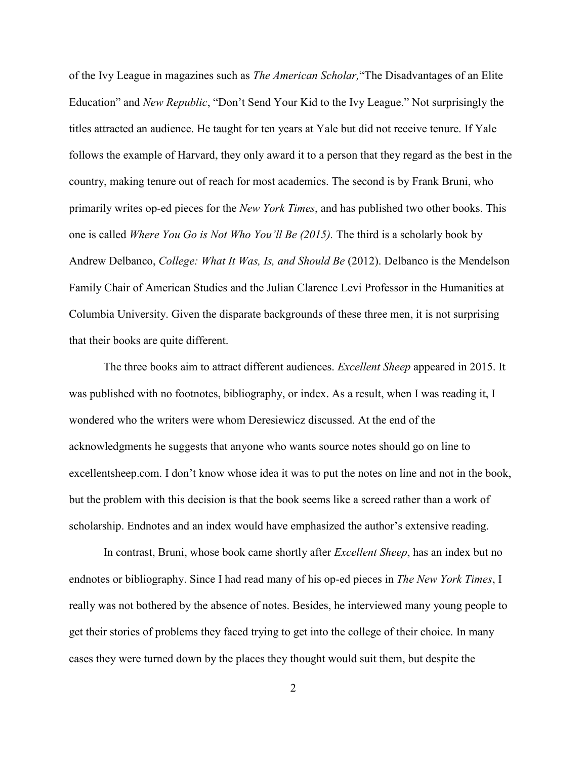of the Ivy League in magazines such as *The American Scholar,*"The Disadvantages of an Elite Education" and *New Republic*, "Don't Send Your Kid to the Ivy League." Not surprisingly the titles attracted an audience. He taught for ten years at Yale but did not receive tenure. If Yale follows the example of Harvard, they only award it to a person that they regard as the best in the country, making tenure out of reach for most academics. The second is by Frank Bruni, who primarily writes op-ed pieces for the *New York Times*, and has published two other books. This one is called *Where You Go is Not Who You'll Be (2015).* The third is a scholarly book by Andrew Delbanco, *College: What It Was, Is, and Should Be* (2012). Delbanco is the Mendelson Family Chair of American Studies and the Julian Clarence Levi Professor in the Humanities at Columbia University. Given the disparate backgrounds of these three men, it is not surprising that their books are quite different.

The three books aim to attract different audiences. *Excellent Sheep* appeared in 2015. It was published with no footnotes, bibliography, or index. As a result, when I was reading it, I wondered who the writers were whom Deresiewicz discussed. At the end of the acknowledgments he suggests that anyone who wants source notes should go on line to excellentsheep.com. I don't know whose idea it was to put the notes on line and not in the book, but the problem with this decision is that the book seems like a screed rather than a work of scholarship. Endnotes and an index would have emphasized the author's extensive reading.

In contrast, Bruni, whose book came shortly after *Excellent Sheep*, has an index but no endnotes or bibliography. Since I had read many of his op-ed pieces in *The New York Times*, I really was not bothered by the absence of notes. Besides, he interviewed many young people to get their stories of problems they faced trying to get into the college of their choice. In many cases they were turned down by the places they thought would suit them, but despite the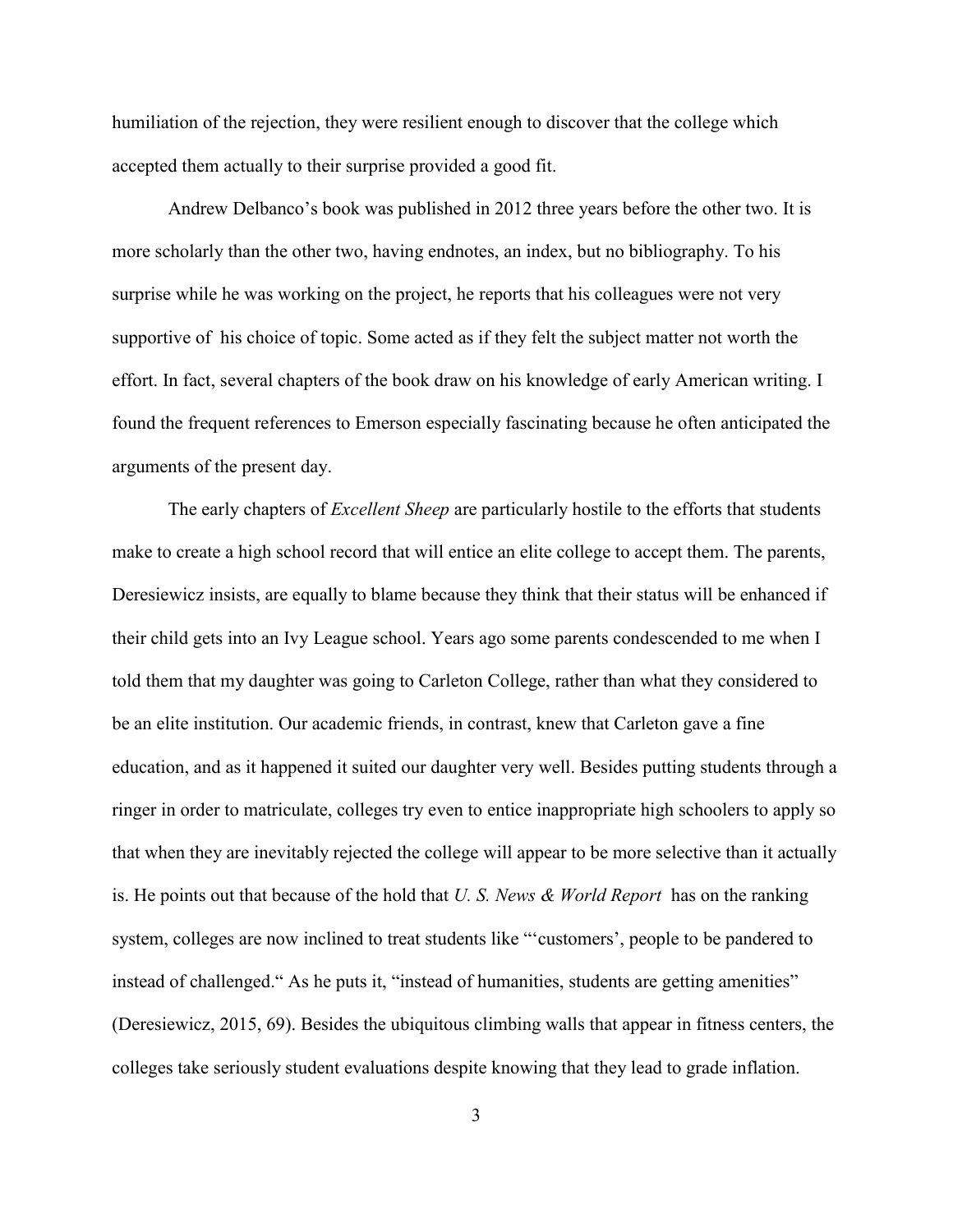humiliation of the rejection, they were resilient enough to discover that the college which accepted them actually to their surprise provided a good fit.

Andrew Delbanco's book was published in 2012 three years before the other two. It is more scholarly than the other two, having endnotes, an index, but no bibliography. To his surprise while he was working on the project, he reports that his colleagues were not very supportive of his choice of topic. Some acted as if they felt the subject matter not worth the effort. In fact, several chapters of the book draw on his knowledge of early American writing. I found the frequent references to Emerson especially fascinating because he often anticipated the arguments of the present day.

The early chapters of *Excellent Sheep* are particularly hostile to the efforts that students make to create a high school record that will entice an elite college to accept them. The parents, Deresiewicz insists, are equally to blame because they think that their status will be enhanced if their child gets into an Ivy League school. Years ago some parents condescended to me when I told them that my daughter was going to Carleton College, rather than what they considered to be an elite institution. Our academic friends, in contrast, knew that Carleton gave a fine education, and as it happened it suited our daughter very well. Besides putting students through a ringer in order to matriculate, colleges try even to entice inappropriate high schoolers to apply so that when they are inevitably rejected the college will appear to be more selective than it actually is. He points out that because of the hold that *U. S. News & World Report* has on the ranking system, colleges are now inclined to treat students like "'customers', people to be pandered to instead of challenged." As he puts it, "instead of humanities, students are getting amenities" (Deresiewicz, 2015, 69). Besides the ubiquitous climbing walls that appear in fitness centers, the colleges take seriously student evaluations despite knowing that they lead to grade inflation.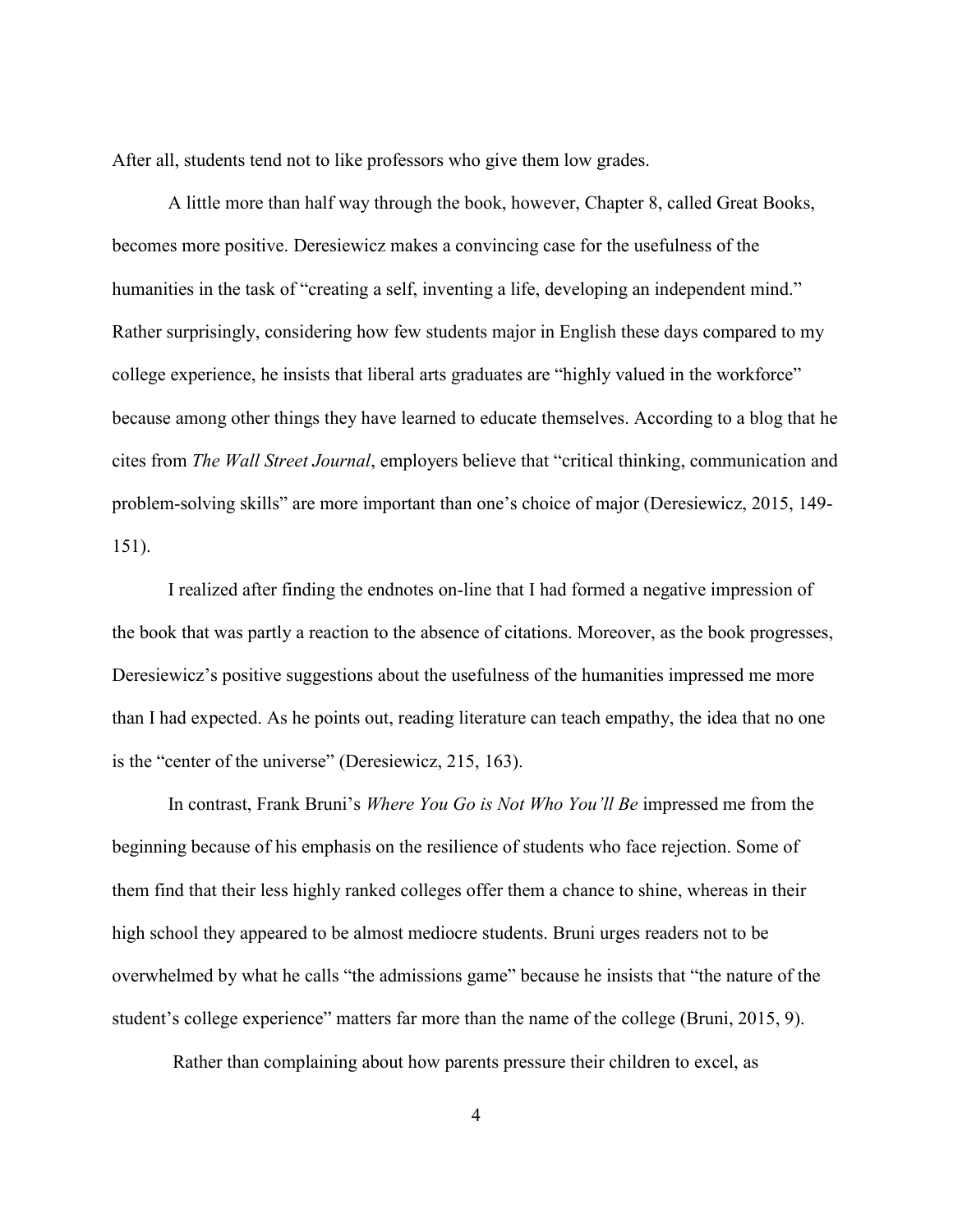After all, students tend not to like professors who give them low grades.

A little more than half way through the book, however, Chapter 8, called Great Books, becomes more positive. Deresiewicz makes a convincing case for the usefulness of the humanities in the task of "creating a self, inventing a life, developing an independent mind." Rather surprisingly, considering how few students major in English these days compared to my college experience, he insists that liberal arts graduates are "highly valued in the workforce" because among other things they have learned to educate themselves. According to a blog that he cites from *The Wall Street Journal*, employers believe that "critical thinking, communication and problem-solving skills" are more important than one's choice of major (Deresiewicz, 2015, 149-151).

I realized after finding the endnotes on-line that I had formed a negative impression of the book that was partly a reaction to the absence of citations. Moreover, as the book progresses, Deresiewicz's positive suggestions about the usefulness of the humanities impressed me more than I had expected. As he points out, reading literature can teach empathy, the idea that no one is the "center of the universe" (Deresiewicz, 215, 163).

In contrast, Frank Bruni's *Where You Go is Not Who You'll Be* impressed me from the beginning because of his emphasis on the resilience of students who face rejection. Some of them find that their less highly ranked colleges offer them a chance to shine, whereas in their high school they appeared to be almost mediocre students. Bruni urges readers not to be overwhelmed by what he calls "the admissions game" because he insists that "the nature of the student's college experience" matters far more than the name of the college (Bruni, 2015, 9).

Rather than complaining about how parents pressure their children to excel, as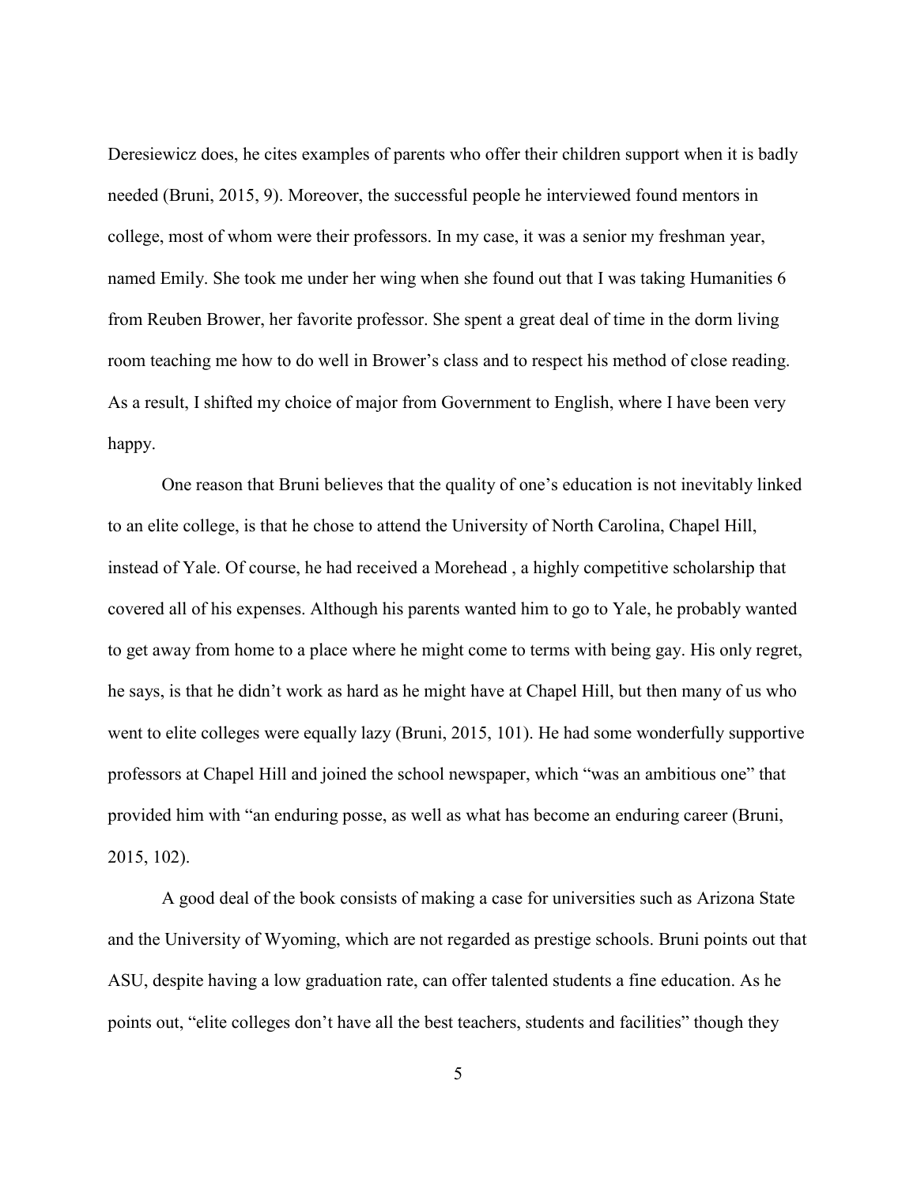Deresiewicz does, he cites examples of parents who offer their children support when it is badly needed (Bruni, 2015, 9). Moreover, the successful people he interviewed found mentors in college, most of whom were their professors. In my case, it was a senior my freshman year, named Emily. She took me under her wing when she found out that I was taking Humanities 6 from Reuben Brower, her favorite professor. She spent a great deal of time in the dorm living room teaching me how to do well in Brower's class and to respect his method of close reading. As a result, I shifted my choice of major from Government to English, where I have been very happy.

One reason that Bruni believes that the quality of one's education is not inevitably linked to an elite college, is that he chose to attend the University of North Carolina, Chapel Hill, instead of Yale. Of course, he had received a Morehead , a highly competitive scholarship that covered all of his expenses. Although his parents wanted him to go to Yale, he probably wanted to get away from home to a place where he might come to terms with being gay. His only regret, he says, is that he didn't work as hard as he might have at Chapel Hill, but then many of us who went to elite colleges were equally lazy (Bruni, 2015, 101). He had some wonderfully supportive professors at Chapel Hill and joined the school newspaper, which "was an ambitious one" that provided him with "an enduring posse, as well as what has become an enduring career (Bruni, 2015, 102).

A good deal of the book consists of making a case for universities such as Arizona State and the University of Wyoming, which are not regarded as prestige schools. Bruni points out that ASU, despite having a low graduation rate, can offer talented students a fine education. As he points out, "elite colleges don't have all the best teachers, students and facilities" though they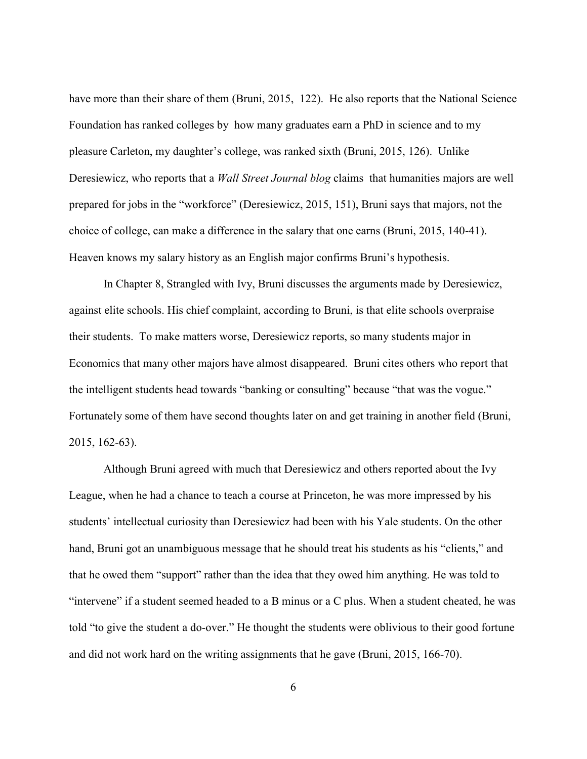have more than their share of them (Bruni, 2015, 122). He also reports that the National Science Foundation has ranked colleges by how many graduates earn a PhD in science and to my pleasure Carleton, my daughter's college, was ranked sixth (Bruni, 2015, 126). Unlike Deresiewicz, who reports that a *Wall Street Journal blog* claims that humanities majors are well prepared for jobs in the "workforce" (Deresiewicz, 2015, 151), Bruni says that majors, not the choice of college, can make a difference in the salary that one earns (Bruni, 2015, 140-41). Heaven knows my salary history as an English major confirms Bruni's hypothesis.

In Chapter 8, Strangled with Ivy, Bruni discusses the arguments made by Deresiewicz, against elite schools. His chief complaint, according to Bruni, is that elite schools overpraise their students. To make matters worse, Deresiewicz reports, so many students major in Economics that many other majors have almost disappeared. Bruni cites others who report that the intelligent students head towards "banking or consulting" because "that was the vogue." Fortunately some of them have second thoughts later on and get training in another field (Bruni, 2015, 162-63).

Although Bruni agreed with much that Deresiewicz and others reported about the Ivy League, when he had a chance to teach a course at Princeton, he was more impressed by his students' intellectual curiosity than Deresiewicz had been with his Yale students. On the other hand, Bruni got an unambiguous message that he should treat his students as his "clients," and that he owed them "support" rather than the idea that they owed him anything. He was told to "intervene" if a student seemed headed to a B minus or a C plus. When a student cheated, he was told "to give the student a do-over." He thought the students were oblivious to their good fortune and did not work hard on the writing assignments that he gave (Bruni, 2015, 166-70).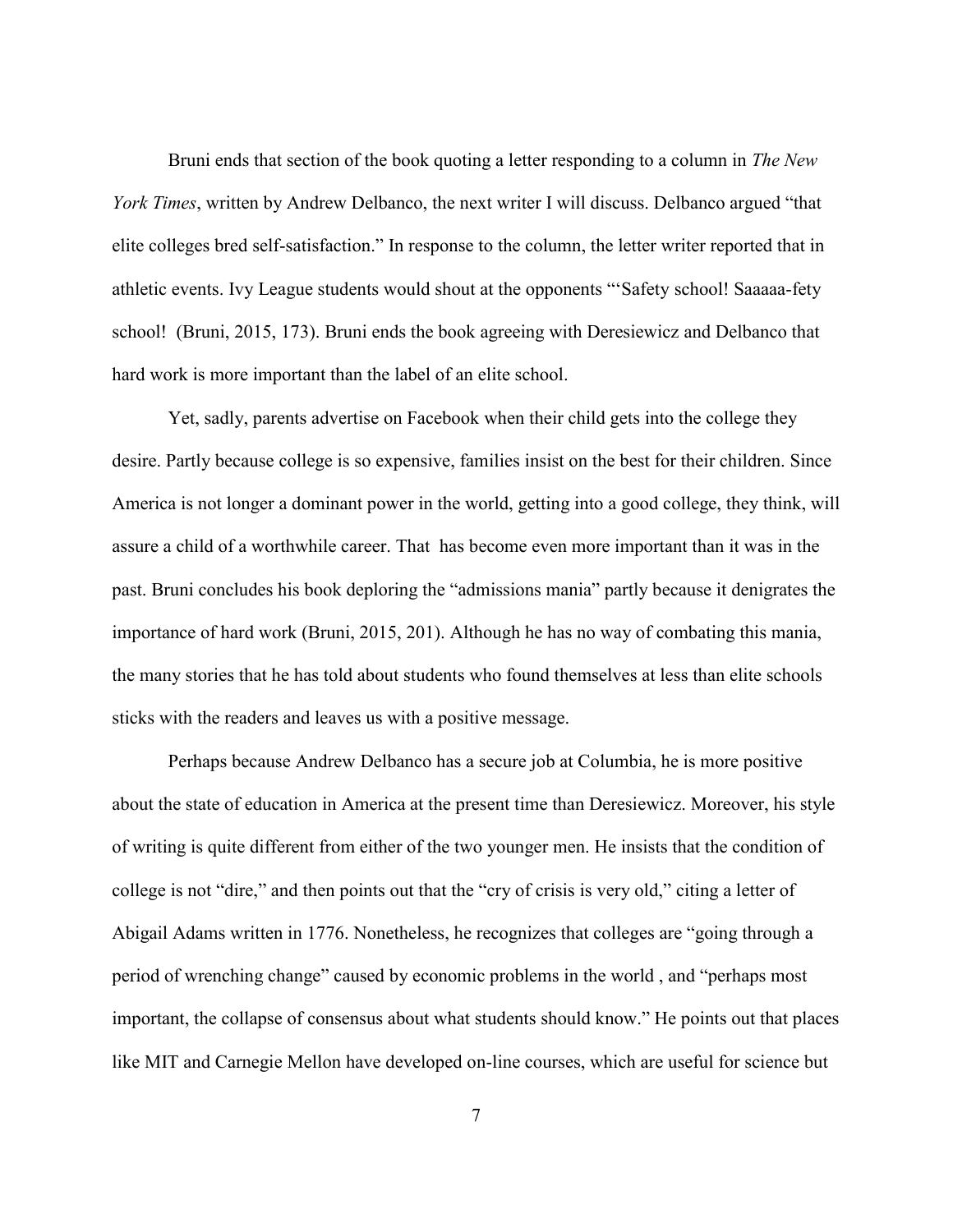Bruni ends that section of the book quoting a letter responding to a column in *The New York Times*, written by Andrew Delbanco, the next writer I will discuss. Delbanco argued "that elite colleges bred self-satisfaction." In response to the column, the letter writer reported that in athletic events. Ivy League students would shout at the opponents "'Safety school! Saaaaa-fety school! (Bruni, 2015, 173). Bruni ends the book agreeing with Deresiewicz and Delbanco that hard work is more important than the label of an elite school.

Yet, sadly, parents advertise on Facebook when their child gets into the college they desire. Partly because college is so expensive, families insist on the best for their children. Since America is not longer a dominant power in the world, getting into a good college, they think, will assure a child of a worthwhile career. That has become even more important than it was in the past. Bruni concludes his book deploring the "admissions mania" partly because it denigrates the importance of hard work (Bruni, 2015, 201). Although he has no way of combating this mania, the many stories that he has told about students who found themselves at less than elite schools sticks with the readers and leaves us with a positive message.

Perhaps because Andrew Delbanco has a secure job at Columbia, he is more positive about the state of education in America at the present time than Deresiewicz. Moreover, his style of writing is quite different from either of the two younger men. He insists that the condition of college is not "dire," and then points out that the "cry of crisis is very old," citing a letter of Abigail Adams written in 1776. Nonetheless, he recognizes that colleges are "going through a period of wrenching change" caused by economic problems in the world , and "perhaps most important, the collapse of consensus about what students should know." He points out that places like MIT and Carnegie Mellon have developed on-line courses, which are useful for science but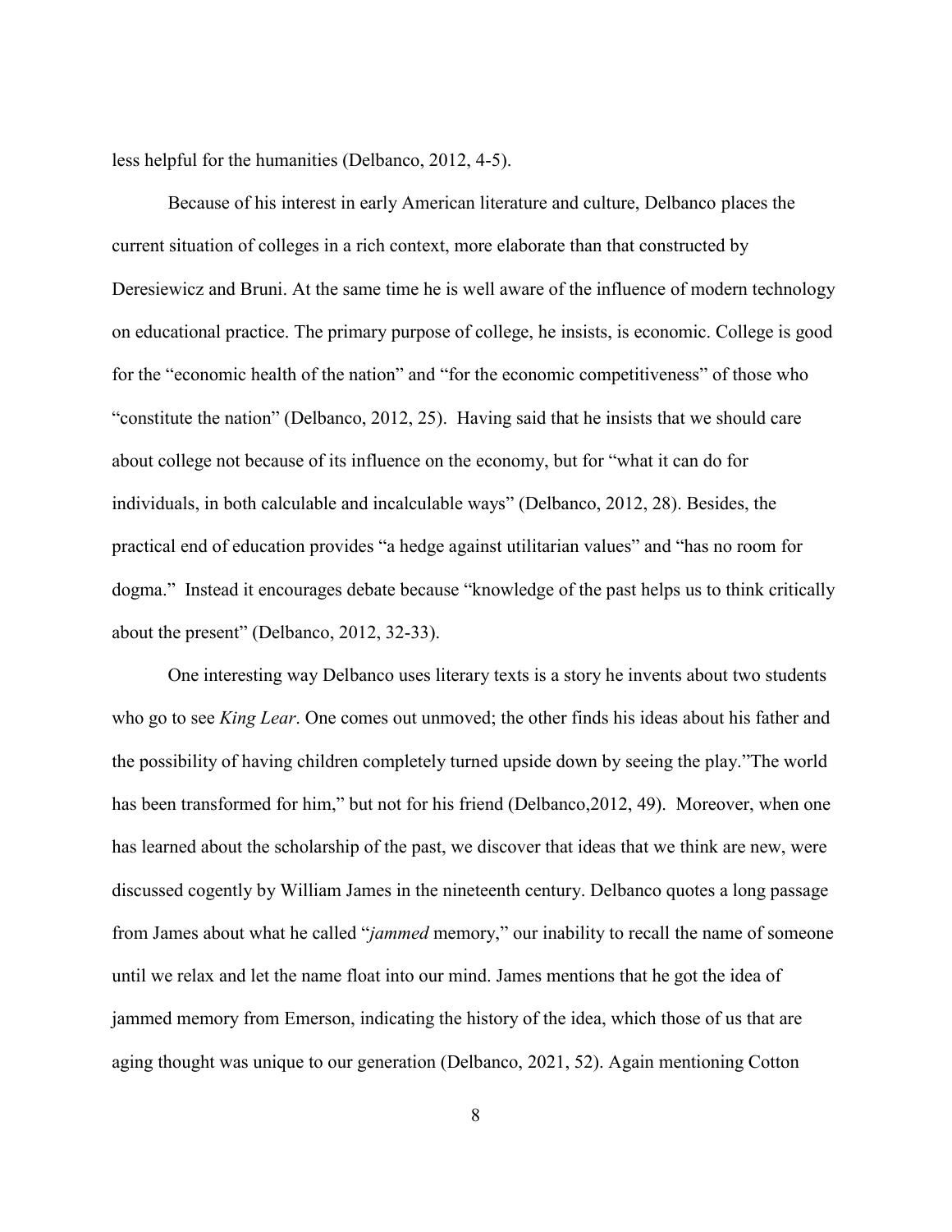less helpful for the humanities (Delbanco, 2012, 4-5).

Because of his interest in early American literature and culture, Delbanco places the current situation of colleges in a rich context, more elaborate than that constructed by Deresiewicz and Bruni. At the same time he is well aware of the influence of modern technology on educational practice. The primary purpose of college, he insists, is economic. College is good for the "economic health of the nation" and "for the economic competitiveness" of those who "constitute the nation" (Delbanco, 2012, 25). Having said that he insists that we should care about college not because of its influence on the economy, but for "what it can do for individuals, in both calculable and incalculable ways" (Delbanco, 2012, 28). Besides, the practical end of education provides "a hedge against utilitarian values" and "has no room for dogma." Instead it encourages debate because "knowledge of the past helps us to think critically about the present" (Delbanco, 2012, 32-33).

One interesting way Delbanco uses literary texts is a story he invents about two students who go to see *King Lear*. One comes out unmoved; the other finds his ideas about his father and the possibility of having children completely turned upside down by seeing the play."The world has been transformed for him," but not for his friend (Delbanco,2012, 49). Moreover, when one has learned about the scholarship of the past, we discover that ideas that we think are new, were discussed cogently by William James in the nineteenth century. Delbanco quotes a long passage from James about what he called "*jammed* memory," our inability to recall the name of someone until we relax and let the name float into our mind. James mentions that he got the idea of jammed memory from Emerson, indicating the history of the idea, which those of us that are aging thought was unique to our generation (Delbanco, 2021, 52). Again mentioning Cotton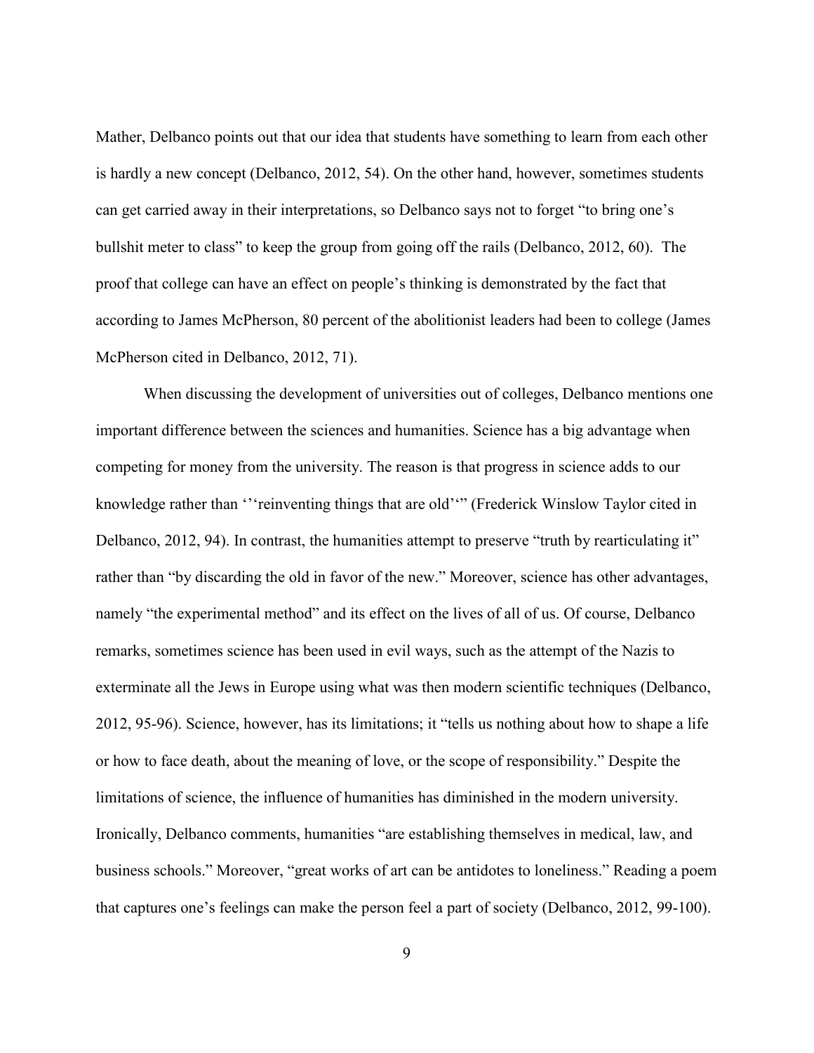Mather, Delbanco points out that our idea that students have something to learn from each other is hardly a new concept (Delbanco, 2012, 54). On the other hand, however, sometimes students can get carried away in their interpretations, so Delbanco says not to forget "to bring one's bullshit meter to class" to keep the group from going off the rails (Delbanco, 2012, 60). The proof that college can have an effect on people's thinking is demonstrated by the fact that according to James McPherson, 80 percent of the abolitionist leaders had been to college (James McPherson cited in Delbanco, 2012, 71).

When discussing the development of universities out of colleges, Delbanco mentions one important difference between the sciences and humanities. Science has a big advantage when competing for money from the university. The reason is that progress in science adds to our knowledge rather than '''reinventing things that are old'''" (Frederick Winslow Taylor cited in Delbanco, 2012, 94). In contrast, the humanities attempt to preserve "truth by rearticulating it" rather than "by discarding the old in favor of the new." Moreover, science has other advantages, namely "the experimental method" and its effect on the lives of all of us. Of course, Delbanco remarks, sometimes science has been used in evil ways, such as the attempt of the Nazis to exterminate all the Jews in Europe using what was then modern scientific techniques (Delbanco, 2012, 95-96). Science, however, has its limitations; it "tells us nothing about how to shape a life or how to face death, about the meaning of love, or the scope of responsibility." Despite the limitations of science, the influence of humanities has diminished in the modern university. Ironically, Delbanco comments, humanities "are establishing themselves in medical, law, and business schools." Moreover, "great works of art can be antidotes to loneliness." Reading a poem that captures one's feelings can make the person feel a part of society (Delbanco, 2012, 99-100).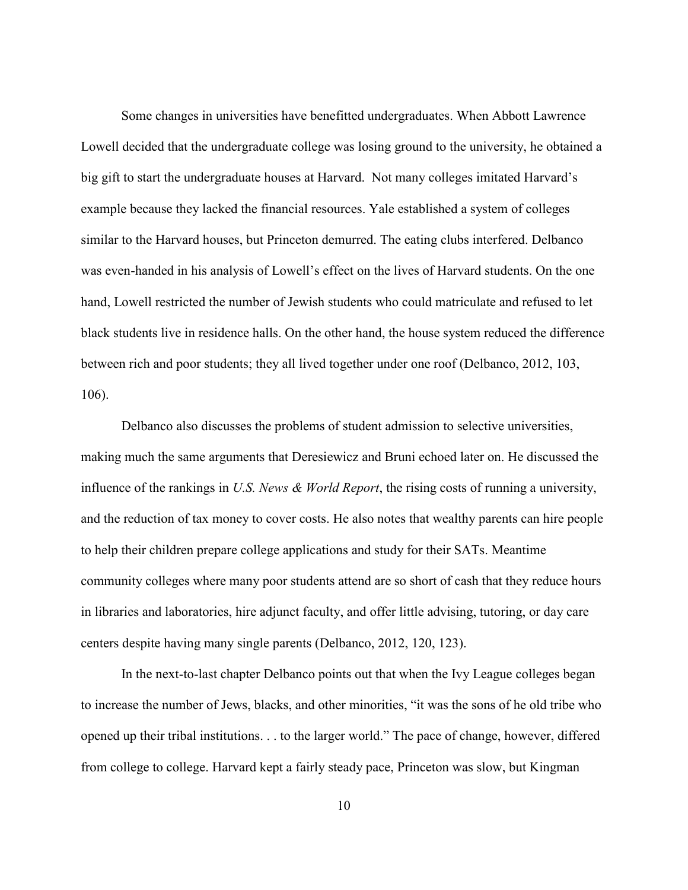Some changes in universities have benefitted undergraduates. When Abbott Lawrence Lowell decided that the undergraduate college was losing ground to the university, he obtained a big gift to start the undergraduate houses at Harvard. Not many colleges imitated Harvard's example because they lacked the financial resources. Yale established a system of colleges similar to the Harvard houses, but Princeton demurred. The eating clubs interfered. Delbanco was even-handed in his analysis of Lowell's effect on the lives of Harvard students. On the one hand, Lowell restricted the number of Jewish students who could matriculate and refused to let black students live in residence halls. On the other hand, the house system reduced the difference between rich and poor students; they all lived together under one roof (Delbanco, 2012, 103, 106).

Delbanco also discusses the problems of student admission to selective universities, making much the same arguments that Deresiewicz and Bruni echoed later on. He discussed the influence of the rankings in *U.S. News & World Report*, the rising costs of running a university, and the reduction of tax money to cover costs. He also notes that wealthy parents can hire people to help their children prepare college applications and study for their SATs. Meantime community colleges where many poor students attend are so short of cash that they reduce hours in libraries and laboratories, hire adjunct faculty, and offer little advising, tutoring, or day care centers despite having many single parents (Delbanco, 2012, 120, 123).

In the next-to-last chapter Delbanco points out that when the Ivy League colleges began to increase the number of Jews, blacks, and other minorities, "it was the sons of he old tribe who opened up their tribal institutions. . . to the larger world." The pace of change, however, differed from college to college. Harvard kept a fairly steady pace, Princeton was slow, but Kingman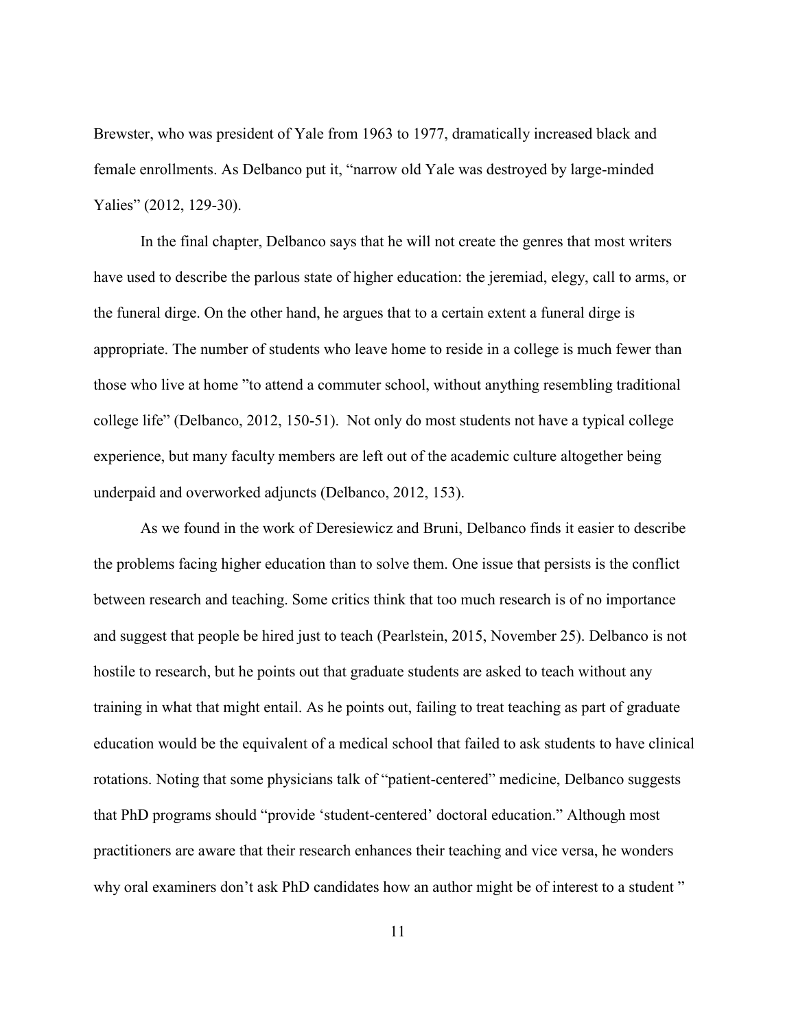Brewster, who was president of Yale from 1963 to 1977, dramatically increased black and female enrollments. As Delbanco put it, "narrow old Yale was destroyed by large-minded Yalies" (2012, 129-30).

In the final chapter, Delbanco says that he will not create the genres that most writers have used to describe the parlous state of higher education: the jeremiad, elegy, call to arms, or the funeral dirge. On the other hand, he argues that to a certain extent a funeral dirge is appropriate. The number of students who leave home to reside in a college is much fewer than those who live at home "to attend a commuter school, without anything resembling traditional college life" (Delbanco, 2012, 150-51). Not only do most students not have a typical college experience, but many faculty members are left out of the academic culture altogether being underpaid and overworked adjuncts (Delbanco, 2012, 153).

As we found in the work of Deresiewicz and Bruni, Delbanco finds it easier to describe the problems facing higher education than to solve them. One issue that persists is the conflict between research and teaching. Some critics think that too much research is of no importance and suggest that people be hired just to teach (Pearlstein, 2015, November 25). Delbanco is not hostile to research, but he points out that graduate students are asked to teach without any training in what that might entail. As he points out, failing to treat teaching as part of graduate education would be the equivalent of a medical school that failed to ask students to have clinical rotations. Noting that some physicians talk of "patient-centered" medicine, Delbanco suggests that PhD programs should "provide 'student-centered' doctoral education." Although most practitioners are aware that their research enhances their teaching and vice versa, he wonders why oral examiners don't ask PhD candidates how an author might be of interest to a student "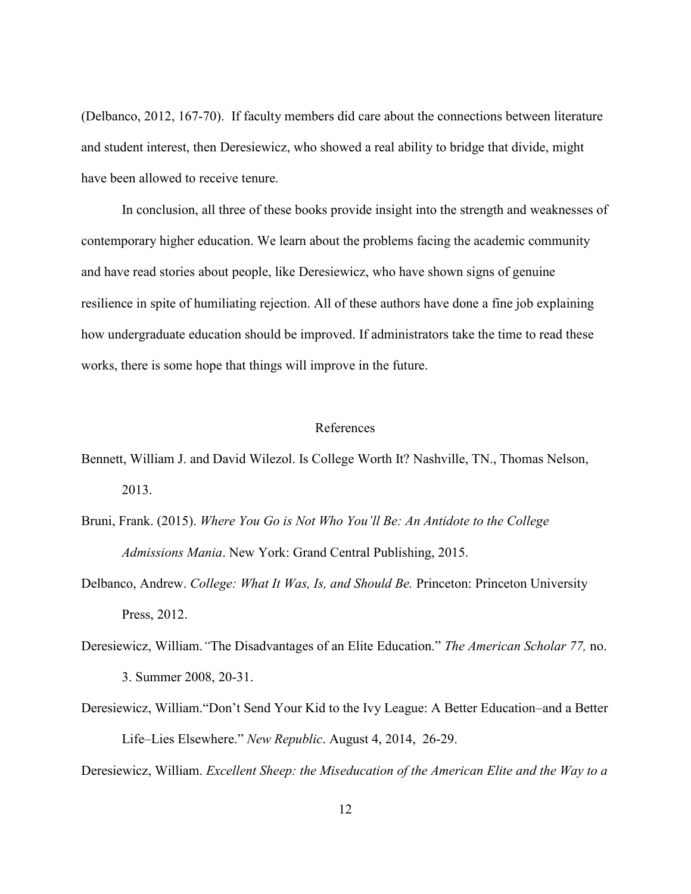(Delbanco, 2012, 167-70). If faculty members did care about the connections between literature and student interest, then Deresiewicz, who showed a real ability to bridge that divide, might have been allowed to receive tenure.

In conclusion, all three of these books provide insight into the strength and weaknesses of contemporary higher education. We learn about the problems facing the academic community and have read stories about people, like Deresiewicz, who have shown signs of genuine resilience in spite of humiliating rejection. All of these authors have done a fine job explaining how undergraduate education should be improved. If administrators take the time to read these works, there is some hope that things will improve in the future.

## References

Bennett, William J. and David Wilezol. Is College Worth It? Nashville, TN., Thomas Nelson, 2013.

Bruni, Frank. (2015). *Where You Go is Not Who You'll Be: An Antidote to the College Admissions Mania*. New York: Grand Central Publishing, 2015.

Delbanco, Andrew. *College: What It Was, Is, and Should Be.* Princeton: Princeton University Press, 2012.

Deresiewicz, William. "The Disadvantages of an Elite Education." *The American Scholar 77,* no. 3. Summer 2008, 20-31.

Deresiewicz, William. "Don't Send Your Kid to the Ivy League: A Better Education–and a Better Life–Lies Elsewhere." *New Republic*. August 4, 2014, 26-29.

Deresiewicz, William. *Excellent Sheep: the Miseducation of the American Elite and the Way to a*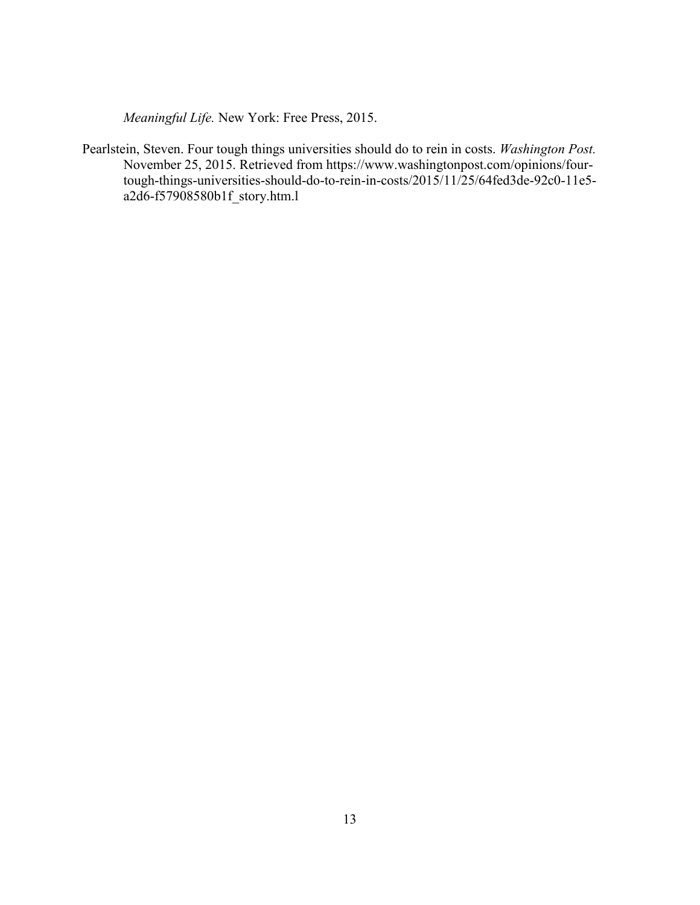*Meaningful Life.* New York: Free Press, 2015.

Pearlstein, Steven. Four tough things universities should do to rein in costs. *Washington Post.* November 25, 2015. Retrieved from https://www.washingtonpost.com/opinions/four-tough-things-universities-should-do-to-rein-in-costs/2015/11/25/64fed3de-92c0-11e5-a2d6-f57908580b1f_story.htm.l